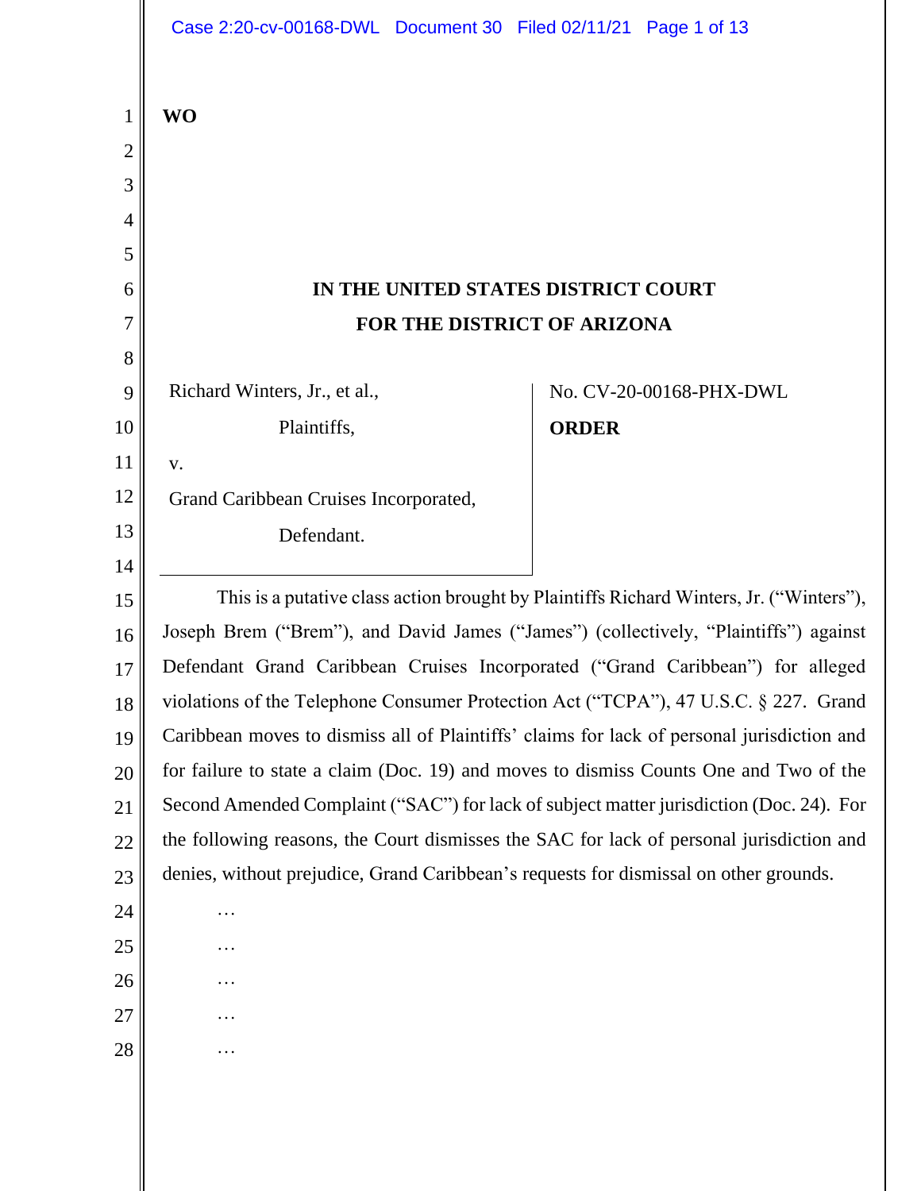WO

# IN THE UNITED STATES DISTRICT COURT
# FOR THE DISTRICT OF ARIZONA

Richard Winters, Jr., et al.,

Plaintiffs,

v.

Grand Caribbean Cruises Incorporated,

Defendant.

No. CV-20-00168-PHX-DWL

**ORDER**

This is a putative class action brought by Plaintiffs Richard Winters, Jr. ("Winters"), Joseph Brem ("Brem"), and David James ("James") (collectively, "Plaintiffs") against Defendant Grand Caribbean Cruises Incorporated ("Grand Caribbean") for alleged violations of the Telephone Consumer Protection Act ("TCPA"), 47 U.S.C. § 227. Grand Caribbean moves to dismiss all of Plaintiffs' claims for lack of personal jurisdiction and for failure to state a claim (Doc. 19) and moves to dismiss Counts One and Two of the Second Amended Complaint ("SAC") for lack of subject matter jurisdiction (Doc. 24). For the following reasons, the Court dismisses the SAC for lack of personal jurisdiction and denies, without prejudice, Grand Caribbean's requests for dismissal on other grounds.

…

…

…

…

…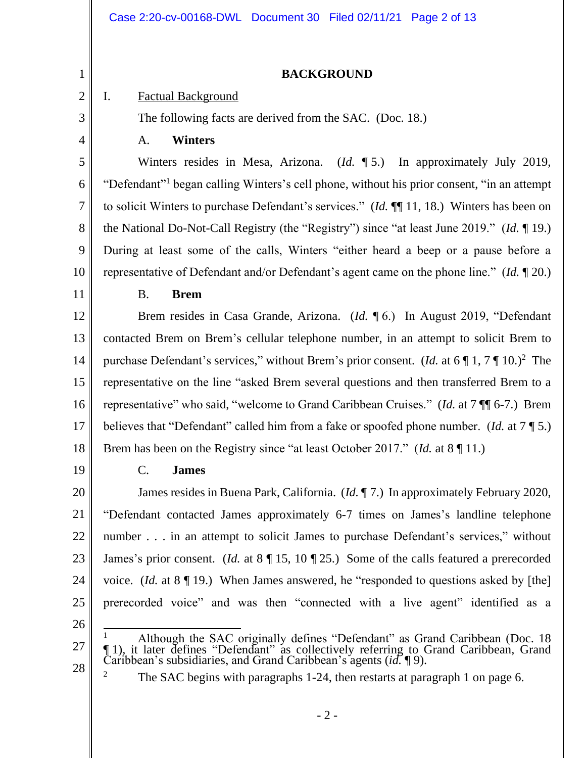# BACKGROUND

## I. Factual Background

The following facts are derived from the SAC. (Doc. 18.)

### A. Winters

Winters resides in Mesa, Arizona. (*Id.* ¶ 5.) In approximately July 2019, "Defendant"[1] began calling Winters's cell phone, without his prior consent, "in an attempt to solicit Winters to purchase Defendant's services." (*Id.* ¶¶ 11, 18.) Winters has been on the National Do-Not-Call Registry (the "Registry") since "at least June 2019." (*Id.* ¶ 19.) During at least some of the calls, Winters "either heard a beep or a pause before a representative of Defendant and/or Defendant's agent came on the phone line." (*Id.* ¶ 20.)

### B. Brem

Brem resides in Casa Grande, Arizona. (*Id.* ¶ 6.) In August 2019, "Defendant contacted Brem on Brem's cellular telephone number, in an attempt to solicit Brem to purchase Defendant's services," without Brem's prior consent. (*Id.* at 6 ¶ 1, 7 ¶ 10.)[2] The representative on the line "asked Brem several questions and then transferred Brem to a representative" who said, "welcome to Grand Caribbean Cruises." (*Id.* at 7 ¶¶ 6-7.) Brem believes that "Defendant" called him from a fake or spoofed phone number. (*Id.* at 7 ¶ 5.) Brem has been on the Registry since "at least October 2017." (*Id.* at 8 ¶ 11.)

### C. James

James resides in Buena Park, California. (*Id.* ¶ 7.) In approximately February 2020, "Defendant contacted James approximately 6-7 times on James's landline telephone number . . . in an attempt to solicit James to purchase Defendant's services," without James's prior consent. (*Id.* at 8 ¶ 15, 10 ¶ 25.) Some of the calls featured a prerecorded voice. (*Id.* at 8 ¶ 19.) When James answered, he "responded to questions asked by [the] prerecorded voice" and was then "connected with a live agent" identified as a

---

[1] Although the SAC originally defines "Defendant" as Grand Caribbean (Doc. 18 ¶ 1), it later defines "Defendant" as collectively referring to Grand Caribbean, Grand Caribbean's subsidiaries, and Grand Caribbean's agents (*id.* ¶ 9).

[2] The SAC begins with paragraphs 1-24, then restarts at paragraph 1 on page 6.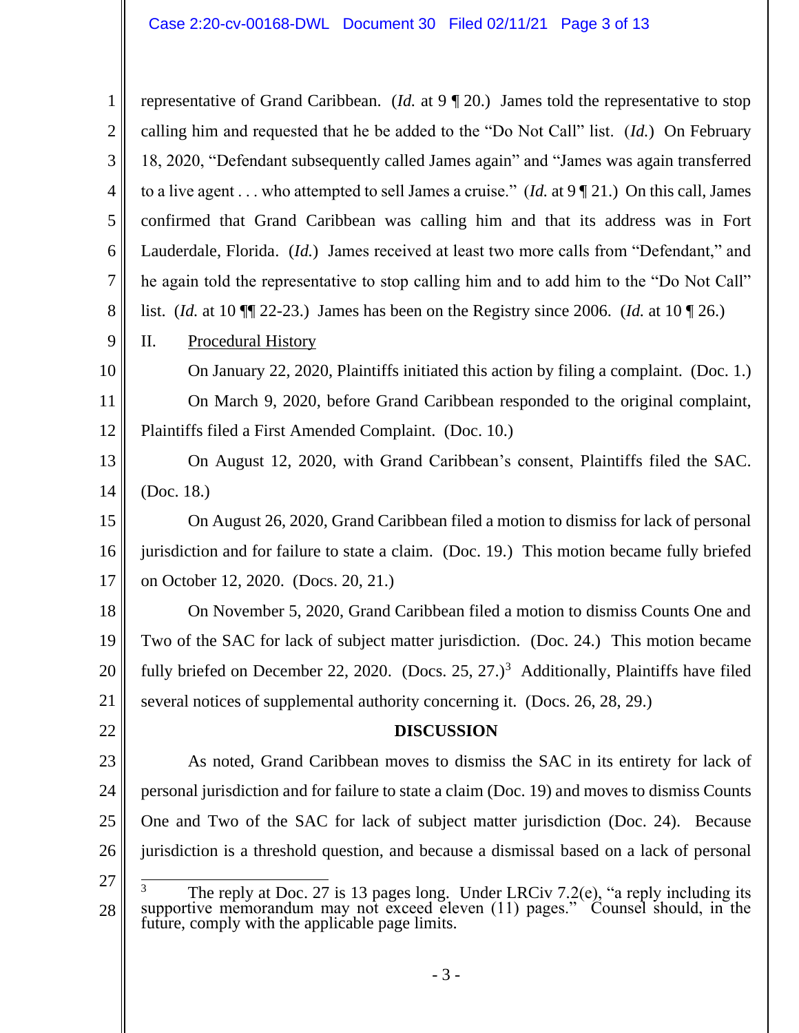representative of Grand Caribbean. (*Id.* at 9 ¶ 20.) James told the representative to stop calling him and requested that he be added to the "Do Not Call" list. (*Id.*) On February 18, 2020, "Defendant subsequently called James again" and "James was again transferred to a live agent . . . who attempted to sell James a cruise." (*Id.* at 9 ¶ 21.) On this call, James confirmed that Grand Caribbean was calling him and that its address was in Fort Lauderdale, Florida. (*Id.*) James received at least two more calls from "Defendant," and he again told the representative to stop calling him and to add him to the "Do Not Call" list. (*Id.* at 10 ¶¶ 22-23.) James has been on the Registry since 2006. (*Id.* at 10 ¶ 26.)

## II. Procedural History

On January 22, 2020, Plaintiffs initiated this action by filing a complaint. (Doc. 1.)

On March 9, 2020, before Grand Caribbean responded to the original complaint, Plaintiffs filed a First Amended Complaint. (Doc. 10.)

On August 12, 2020, with Grand Caribbean's consent, Plaintiffs filed the SAC. (Doc. 18.)

On August 26, 2020, Grand Caribbean filed a motion to dismiss for lack of personal jurisdiction and for failure to state a claim. (Doc. 19.) This motion became fully briefed on October 12, 2020. (Docs. 20, 21.)

On November 5, 2020, Grand Caribbean filed a motion to dismiss Counts One and Two of the SAC for lack of subject matter jurisdiction. (Doc. 24.) This motion became fully briefed on December 22, 2020. (Docs. 25, 27.)[3] Additionally, Plaintiffs have filed several notices of supplemental authority concerning it. (Docs. 26, 28, 29.)

## DISCUSSION

As noted, Grand Caribbean moves to dismiss the SAC in its entirety for lack of personal jurisdiction and for failure to state a claim (Doc. 19) and moves to dismiss Counts One and Two of the SAC for lack of subject matter jurisdiction (Doc. 24). Because jurisdiction is a threshold question, and because a dismissal based on a lack of personal

---

[3] The reply at Doc. 27 is 13 pages long. Under LRCiv 7.2(e), "a reply including its supportive memorandum may not exceed eleven (11) pages." Counsel should, in the future, comply with the applicable page limits.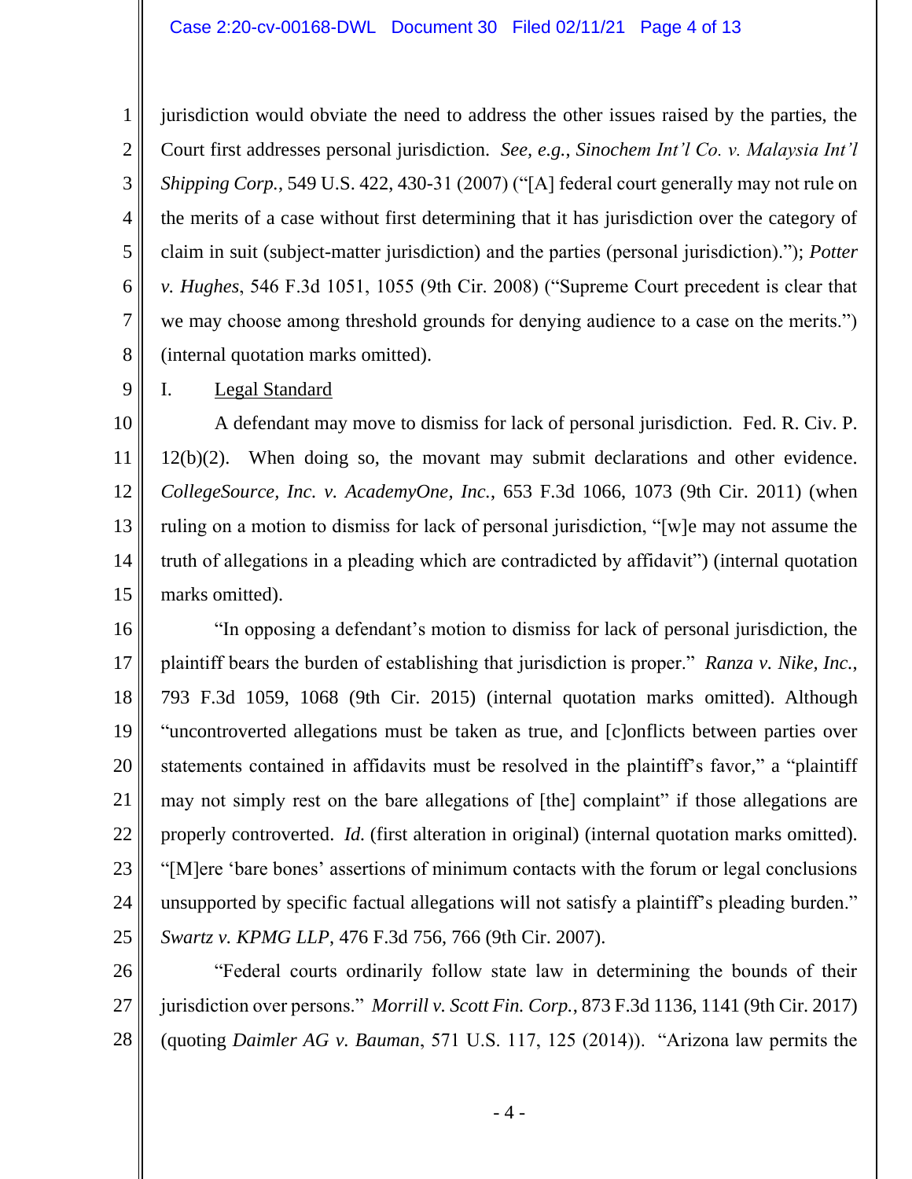jurisdiction would obviate the need to address the other issues raised by the parties, the Court first addresses personal jurisdiction. *See, e.g.*, *Sinochem Int'l Co. v. Malaysia Int'l Shipping Corp.*, 549 U.S. 422, 430-31 (2007) ("[A] federal court generally may not rule on the merits of a case without first determining that it has jurisdiction over the category of claim in suit (subject-matter jurisdiction) and the parties (personal jurisdiction)."); *Potter v. Hughes*, 546 F.3d 1051, 1055 (9th Cir. 2008) ("Supreme Court precedent is clear that we may choose among threshold grounds for denying audience to a case on the merits.") (internal quotation marks omitted).

## I. Legal Standard

A defendant may move to dismiss for lack of personal jurisdiction. Fed. R. Civ. P. 12(b)(2). When doing so, the movant may submit declarations and other evidence. *CollegeSource, Inc. v. AcademyOne, Inc.*, 653 F.3d 1066, 1073 (9th Cir. 2011) (when ruling on a motion to dismiss for lack of personal jurisdiction, "[w]e may not assume the truth of allegations in a pleading which are contradicted by affidavit") (internal quotation marks omitted).

"In opposing a defendant's motion to dismiss for lack of personal jurisdiction, the plaintiff bears the burden of establishing that jurisdiction is proper." *Ranza v. Nike, Inc.*, 793 F.3d 1059, 1068 (9th Cir. 2015) (internal quotation marks omitted). Although "uncontroverted allegations must be taken as true, and [c]onflicts between parties over statements contained in affidavits must be resolved in the plaintiff's favor," a "plaintiff may not simply rest on the bare allegations of [the] complaint" if those allegations are properly controverted. *Id.* (first alteration in original) (internal quotation marks omitted). "[M]ere 'bare bones' assertions of minimum contacts with the forum or legal conclusions unsupported by specific factual allegations will not satisfy a plaintiff's pleading burden." *Swartz v. KPMG LLP*, 476 F.3d 756, 766 (9th Cir. 2007).

"Federal courts ordinarily follow state law in determining the bounds of their jurisdiction over persons." *Morrill v. Scott Fin. Corp.*, 873 F.3d 1136, 1141 (9th Cir. 2017) (quoting *Daimler AG v. Bauman*, 571 U.S. 117, 125 (2014)). "Arizona law permits the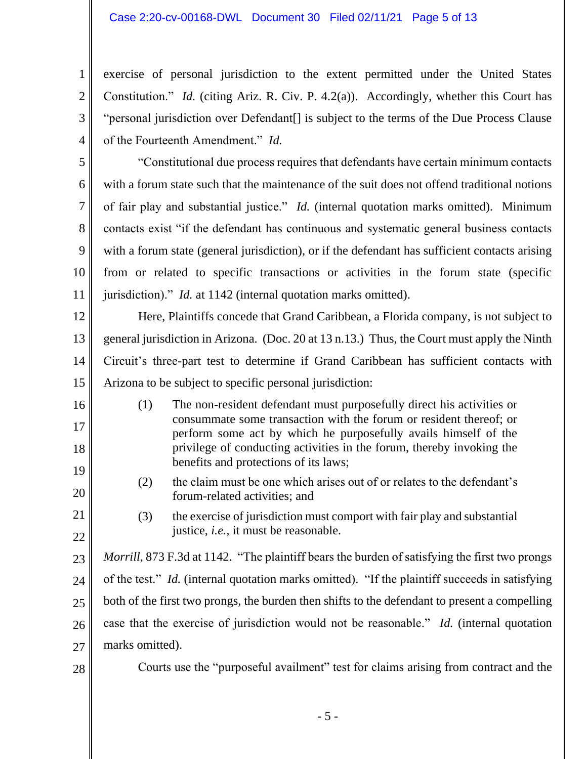exercise of personal jurisdiction to the extent permitted under the United States Constitution." *Id.* (citing Ariz. R. Civ. P. 4.2(a)). Accordingly, whether this Court has "personal jurisdiction over Defendant[] is subject to the terms of the Due Process Clause of the Fourteenth Amendment." *Id.*

"Constitutional due process requires that defendants have certain minimum contacts with a forum state such that the maintenance of the suit does not offend traditional notions of fair play and substantial justice." *Id.* (internal quotation marks omitted). Minimum contacts exist "if the defendant has continuous and systematic general business contacts with a forum state (general jurisdiction), or if the defendant has sufficient contacts arising from or related to specific transactions or activities in the forum state (specific jurisdiction)." *Id.* at 1142 (internal quotation marks omitted).

Here, Plaintiffs concede that Grand Caribbean, a Florida company, is not subject to general jurisdiction in Arizona. (Doc. 20 at 13 n.13.) Thus, the Court must apply the Ninth Circuit's three-part test to determine if Grand Caribbean has sufficient contacts with Arizona to be subject to specific personal jurisdiction:

> (1) The non-resident defendant must purposefully direct his activities or consummate some transaction with the forum or resident thereof; or perform some act by which he purposefully avails himself of the privilege of conducting activities in the forum, thereby invoking the benefits and protections of its laws;
>
> (2) the claim must be one which arises out of or relates to the defendant's forum-related activities; and
>
> (3) the exercise of jurisdiction must comport with fair play and substantial justice, *i.e.*, it must be reasonable.

*Morrill*, 873 F.3d at 1142. "The plaintiff bears the burden of satisfying the first two prongs of the test." *Id.* (internal quotation marks omitted). "If the plaintiff succeeds in satisfying both of the first two prongs, the burden then shifts to the defendant to present a compelling case that the exercise of jurisdiction would not be reasonable." *Id.* (internal quotation marks omitted).

Courts use the "purposeful availment" test for claims arising from contract and the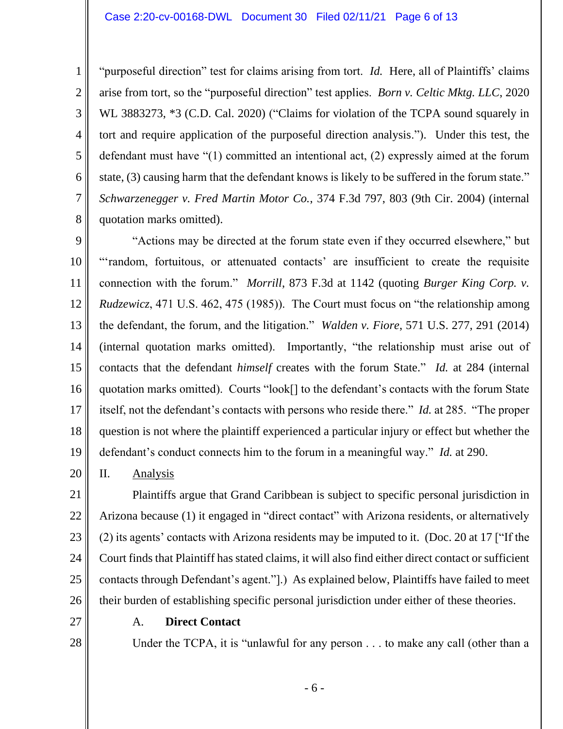"purposeful direction" test for claims arising from tort. *Id.* Here, all of Plaintiffs' claims arise from tort, so the "purposeful direction" test applies. *Born v. Celtic Mktg. LLC*, 2020 WL 3883273, *3 (C.D. Cal. 2020) ("Claims for violation of the TCPA sound squarely in tort and require application of the purposeful direction analysis."). Under this test, the defendant must have "(1) committed an intentional act, (2) expressly aimed at the forum state, (3) causing harm that the defendant knows is likely to be suffered in the forum state." *Schwarzenegger v. Fred Martin Motor Co.*, 374 F.3d 797, 803 (9th Cir. 2004) (internal quotation marks omitted).

"Actions may be directed at the forum state even if they occurred elsewhere," but "'random, fortuitous, or attenuated contacts' are insufficient to create the requisite connection with the forum." *Morrill*, 873 F.3d at 1142 (quoting *Burger King Corp. v. Rudzewicz*, 471 U.S. 462, 475 (1985)). The Court must focus on "the relationship among the defendant, the forum, and the litigation." *Walden v. Fiore*, 571 U.S. 277, 291 (2014) (internal quotation marks omitted). Importantly, "the relationship must arise out of contacts that the defendant *himself* creates with the forum State." *Id.* at 284 (internal quotation marks omitted). Courts "look[] to the defendant's contacts with the forum State itself, not the defendant's contacts with persons who reside there." *Id.* at 285. "The proper question is not where the plaintiff experienced a particular injury or effect but whether the defendant's conduct connects him to the forum in a meaningful way." *Id.* at 290.

## II. Analysis

Plaintiffs argue that Grand Caribbean is subject to specific personal jurisdiction in Arizona because (1) it engaged in "direct contact" with Arizona residents, or alternatively (2) its agents' contacts with Arizona residents may be imputed to it. (Doc. 20 at 17 ["If the Court finds that Plaintiff has stated claims, it will also find either direct contact or sufficient contacts through Defendant's agent."].) As explained below, Plaintiffs have failed to meet their burden of establishing specific personal jurisdiction under either of these theories.

### A. **Direct Contact**

Under the TCPA, it is "unlawful for any person . . . to make any call (other than a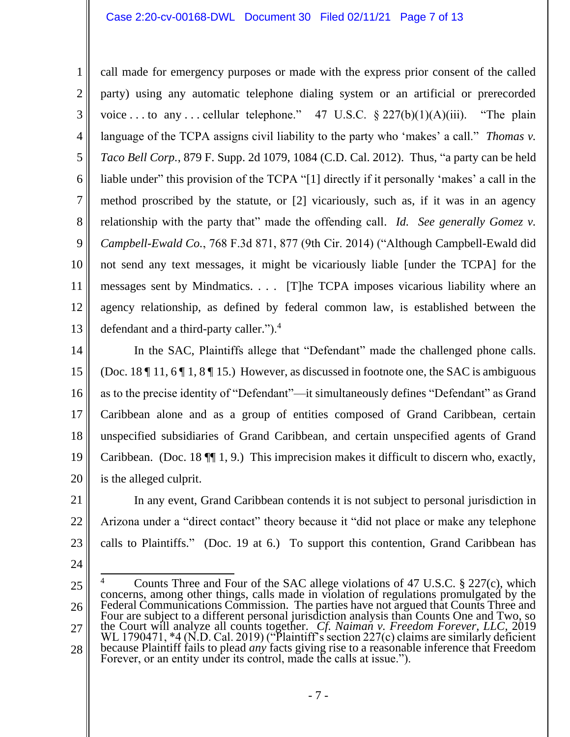call made for emergency purposes or made with the express prior consent of the called party) using any automatic telephone dialing system or an artificial or prerecorded voice . . . to any . . . cellular telephone." 47 U.S.C. § 227(b)(1)(A)(iii). "The plain language of the TCPA assigns civil liability to the party who 'makes' a call." *Thomas v. Taco Bell Corp.*, 879 F. Supp. 2d 1079, 1084 (C.D. Cal. 2012). Thus, "a party can be held liable under" this provision of the TCPA "[1] directly if it personally 'makes' a call in the method proscribed by the statute, or [2] vicariously, such as, if it was in an agency relationship with the party that" made the offending call. *Id. See generally Gomez v. Campbell-Ewald Co.*, 768 F.3d 871, 877 (9th Cir. 2014) ("Although Campbell-Ewald did not send any text messages, it might be vicariously liable [under the TCPA] for the messages sent by Mindmatics. . . . [T]he TCPA imposes vicarious liability where an agency relationship, as defined by federal common law, is established between the defendant and a third-party caller.").[4]

In the SAC, Plaintiffs allege that "Defendant" made the challenged phone calls. (Doc. 18 ¶ 11, 6 ¶ 1, 8 ¶ 15.) However, as discussed in footnote one, the SAC is ambiguous as to the precise identity of "Defendant"—it simultaneously defines "Defendant" as Grand Caribbean alone and as a group of entities composed of Grand Caribbean, certain unspecified subsidiaries of Grand Caribbean, and certain unspecified agents of Grand Caribbean. (Doc. 18 ¶¶ 1, 9.) This imprecision makes it difficult to discern who, exactly, is the alleged culprit.

In any event, Grand Caribbean contends it is not subject to personal jurisdiction in Arizona under a "direct contact" theory because it "did not place or make any telephone calls to Plaintiffs." (Doc. 19 at 6.) To support this contention, Grand Caribbean has

---

[4] Counts Three and Four of the SAC allege violations of 47 U.S.C. § 227(c), which concerns, among other things, calls made in violation of regulations promulgated by the Federal Communications Commission. The parties have not argued that Counts Three and Four are subject to a different personal jurisdiction analysis than Counts One and Two, so the Court will analyze all counts together. *Cf. Naiman v. Freedom Forever, LLC*, 2019 WL 1790471, *4 (N.D. Cal. 2019) ("Plaintiff's section 227(c) claims are similarly deficient because Plaintiff fails to plead *any* facts giving rise to a reasonable inference that Freedom Forever, or an entity under its control, made the calls at issue.").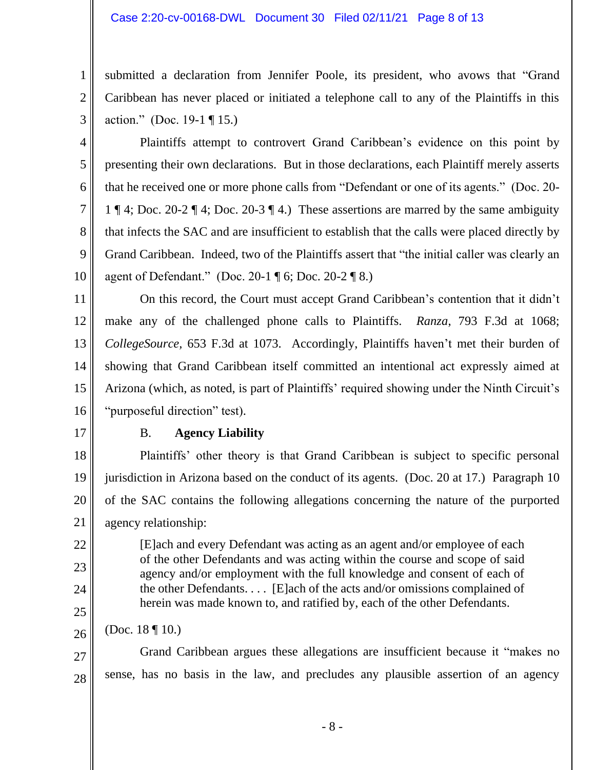submitted a declaration from Jennifer Poole, its president, who avows that "Grand Caribbean has never placed or initiated a telephone call to any of the Plaintiffs in this action." (Doc. 19-1 ¶ 15.)

Plaintiffs attempt to controvert Grand Caribbean's evidence on this point by presenting their own declarations. But in those declarations, each Plaintiff merely asserts that he received one or more phone calls from "Defendant or one of its agents." (Doc. 20-1 ¶ 4; Doc. 20-2 ¶ 4; Doc. 20-3 ¶ 4.) These assertions are marred by the same ambiguity that infects the SAC and are insufficient to establish that the calls were placed directly by Grand Caribbean. Indeed, two of the Plaintiffs assert that "the initial caller was clearly an agent of Defendant." (Doc. 20-1 ¶ 6; Doc. 20-2 ¶ 8.)

On this record, the Court must accept Grand Caribbean's contention that it didn't make any of the challenged phone calls to Plaintiffs. *Ranza*, 793 F.3d at 1068; *CollegeSource*, 653 F.3d at 1073. Accordingly, Plaintiffs haven't met their burden of showing that Grand Caribbean itself committed an intentional act expressly aimed at Arizona (which, as noted, is part of Plaintiffs' required showing under the Ninth Circuit's "purposeful direction" test).

B. **Agency Liability**

Plaintiffs' other theory is that Grand Caribbean is subject to specific personal jurisdiction in Arizona based on the conduct of its agents. (Doc. 20 at 17.) Paragraph 10 of the SAC contains the following allegations concerning the nature of the purported agency relationship:

> [E]ach and every Defendant was acting as an agent and/or employee of each of the other Defendants and was acting within the course and scope of said agency and/or employment with the full knowledge and consent of each of the other Defendants. . . . [E]ach of the acts and/or omissions complained of herein was made known to, and ratified by, each of the other Defendants.

(Doc. 18 ¶ 10.)

Grand Caribbean argues these allegations are insufficient because it "makes no sense, has no basis in the law, and precludes any plausible assertion of an agency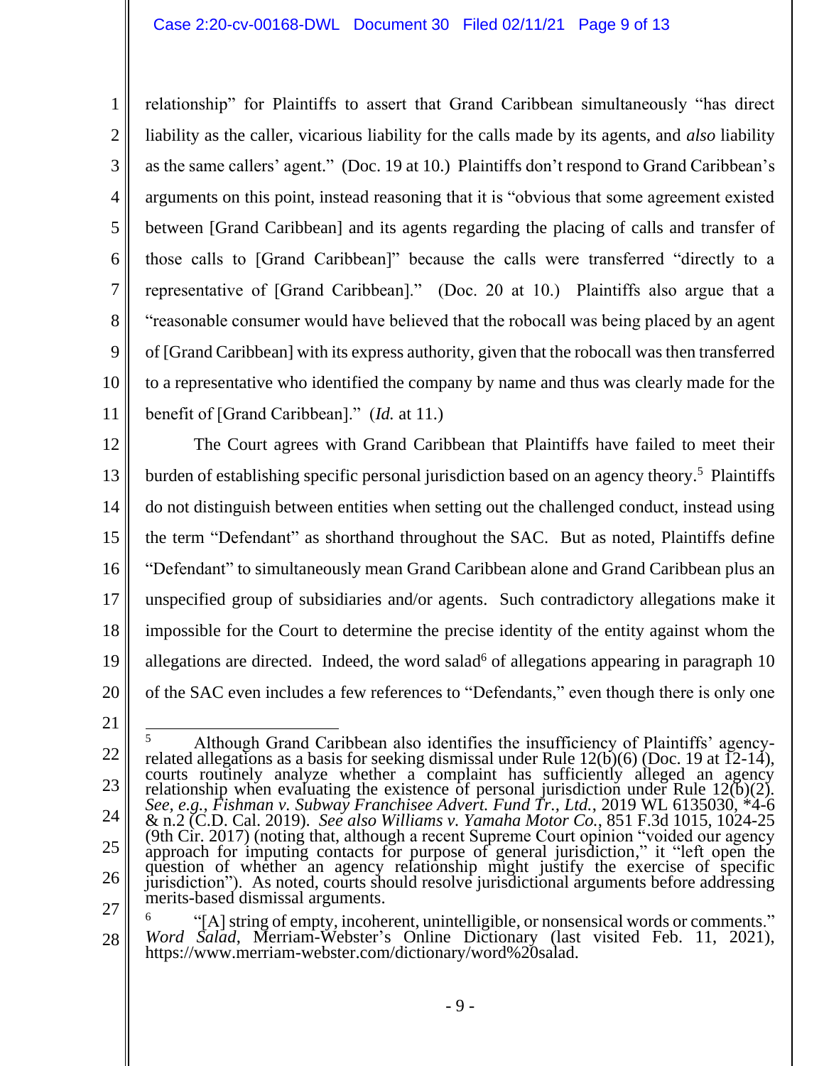relationship" for Plaintiffs to assert that Grand Caribbean simultaneously "has direct liability as the caller, vicarious liability for the calls made by its agents, and *also* liability as the same callers' agent." (Doc. 19 at 10.) Plaintiffs don't respond to Grand Caribbean's arguments on this point, instead reasoning that it is "obvious that some agreement existed between [Grand Caribbean] and its agents regarding the placing of calls and transfer of those calls to [Grand Caribbean]" because the calls were transferred "directly to a representative of [Grand Caribbean]." (Doc. 20 at 10.) Plaintiffs also argue that a "reasonable consumer would have believed that the robocall was being placed by an agent of [Grand Caribbean] with its express authority, given that the robocall was then transferred to a representative who identified the company by name and thus was clearly made for the benefit of [Grand Caribbean]." (*Id.* at 11.)

The Court agrees with Grand Caribbean that Plaintiffs have failed to meet their burden of establishing specific personal jurisdiction based on an agency theory.[5] Plaintiffs do not distinguish between entities when setting out the challenged conduct, instead using the term "Defendant" as shorthand throughout the SAC. But as noted, Plaintiffs define "Defendant" to simultaneously mean Grand Caribbean alone and Grand Caribbean plus an unspecified group of subsidiaries and/or agents. Such contradictory allegations make it impossible for the Court to determine the precise identity of the entity against whom the allegations are directed. Indeed, the word salad[6] of allegations appearing in paragraph 10 of the SAC even includes a few references to "Defendants," even though there is only one

---

[5] Although Grand Caribbean also identifies the insufficiency of Plaintiffs' agency-related allegations as a basis for seeking dismissal under Rule 12(b)(6) (Doc. 19 at 12-14), courts routinely analyze whether a complaint has sufficiently alleged an agency relationship when evaluating the existence of personal jurisdiction under Rule 12(b)(2). *See, e.g.*, *Fishman v. Subway Franchisee Advert. Fund Tr., Ltd.*, 2019 WL 6135030, *4-6 & n.2 (C.D. Cal. 2019). *See also Williams v. Yamaha Motor Co.*, 851 F.3d 1015, 1024-25 (9th Cir. 2017) (noting that, although a recent Supreme Court opinion "voided our agency approach for imputing contacts for purpose of general jurisdiction," it "left open the question of whether an agency relationship might justify the exercise of specific jurisdiction"). As noted, courts should resolve jurisdictional arguments before addressing merits-based dismissal arguments.

[6] "[A] string of empty, incoherent, unintelligible, or nonsensical words or comments." *Word Salad*, Merriam-Webster's Online Dictionary (last visited Feb. 11, 2021), https://www.merriam-webster.com/dictionary/word%20salad.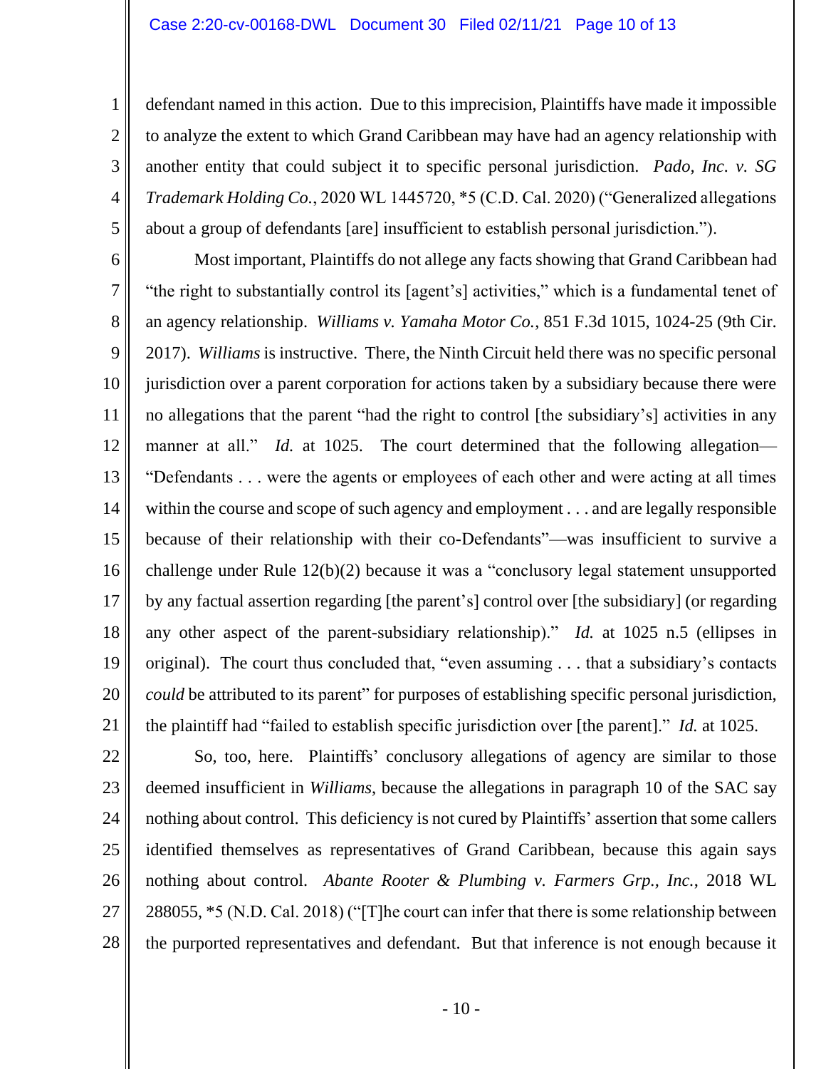defendant named in this action. Due to this imprecision, Plaintiffs have made it impossible to analyze the extent to which Grand Caribbean may have had an agency relationship with another entity that could subject it to specific personal jurisdiction. *Pado, Inc. v. SG Trademark Holding Co.*, 2020 WL 1445720, *5 (C.D. Cal. 2020) ("Generalized allegations about a group of defendants [are] insufficient to establish personal jurisdiction.").

Most important, Plaintiffs do not allege any facts showing that Grand Caribbean had "the right to substantially control its [agent's] activities," which is a fundamental tenet of an agency relationship. *Williams v. Yamaha Motor Co.*, 851 F.3d 1015, 1024-25 (9th Cir. 2017). *Williams* is instructive. There, the Ninth Circuit held there was no specific personal jurisdiction over a parent corporation for actions taken by a subsidiary because there were no allegations that the parent "had the right to control [the subsidiary's] activities in any manner at all." *Id.* at 1025. The court determined that the following allegation—"Defendants . . . were the agents or employees of each other and were acting at all times within the course and scope of such agency and employment . . . and are legally responsible because of their relationship with their co-Defendants"—was insufficient to survive a challenge under Rule 12(b)(2) because it was a "conclusory legal statement unsupported by any factual assertion regarding [the parent's] control over [the subsidiary] (or regarding any other aspect of the parent-subsidiary relationship)." *Id.* at 1025 n.5 (ellipses in original). The court thus concluded that, "even assuming . . . that a subsidiary's contacts *could* be attributed to its parent" for purposes of establishing specific personal jurisdiction, the plaintiff had "failed to establish specific jurisdiction over [the parent]." *Id.* at 1025.

So, too, here. Plaintiffs' conclusory allegations of agency are similar to those deemed insufficient in *Williams*, because the allegations in paragraph 10 of the SAC say nothing about control. This deficiency is not cured by Plaintiffs' assertion that some callers identified themselves as representatives of Grand Caribbean, because this again says nothing about control. *Abante Rooter & Plumbing v. Farmers Grp., Inc.*, 2018 WL 288055, *5 (N.D. Cal. 2018) ("[T]he court can infer that there is some relationship between the purported representatives and defendant. But that inference is not enough because it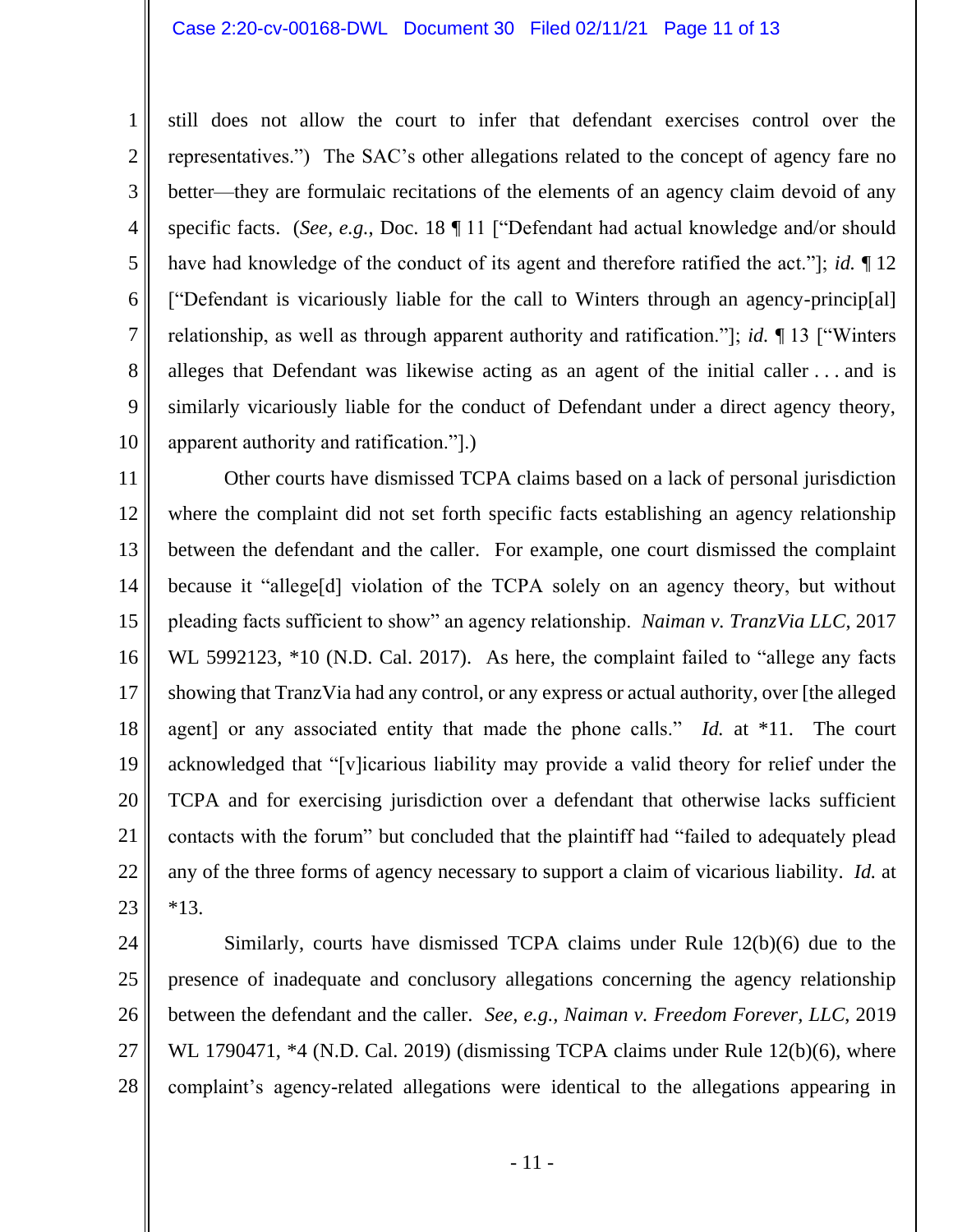still does not allow the court to infer that defendant exercises control over the representatives.") The SAC's other allegations related to the concept of agency fare no better—they are formulaic recitations of the elements of an agency claim devoid of any specific facts. (*See, e.g.*, Doc. 18 ¶ 11 ["Defendant had actual knowledge and/or should have had knowledge of the conduct of its agent and therefore ratified the act."]; *id.* ¶ 12 ["Defendant is vicariously liable for the call to Winters through an agency-princip[al] relationship, as well as through apparent authority and ratification."]; *id.* ¶ 13 ["Winters alleges that Defendant was likewise acting as an agent of the initial caller . . . and is similarly vicariously liable for the conduct of Defendant under a direct agency theory, apparent authority and ratification."].)

Other courts have dismissed TCPA claims based on a lack of personal jurisdiction where the complaint did not set forth specific facts establishing an agency relationship between the defendant and the caller. For example, one court dismissed the complaint because it "allege[d] violation of the TCPA solely on an agency theory, but without pleading facts sufficient to show" an agency relationship. *Naiman v. TranzVia LLC*, 2017 WL 5992123, *10 (N.D. Cal. 2017). As here, the complaint failed to "allege any facts showing that TranzVia had any control, or any express or actual authority, over [the alleged agent] or any associated entity that made the phone calls." *Id.* at *11. The court acknowledged that "[v]icarious liability may provide a valid theory for relief under the TCPA and for exercising jurisdiction over a defendant that otherwise lacks sufficient contacts with the forum" but concluded that the plaintiff had "failed to adequately plead any of the three forms of agency necessary to support a claim of vicarious liability. *Id.* at *13.

Similarly, courts have dismissed TCPA claims under Rule 12(b)(6) due to the presence of inadequate and conclusory allegations concerning the agency relationship between the defendant and the caller. *See, e.g.*, *Naiman v. Freedom Forever, LLC*, 2019 WL 1790471, *4 (N.D. Cal. 2019) (dismissing TCPA claims under Rule 12(b)(6), where complaint's agency-related allegations were identical to the allegations appearing in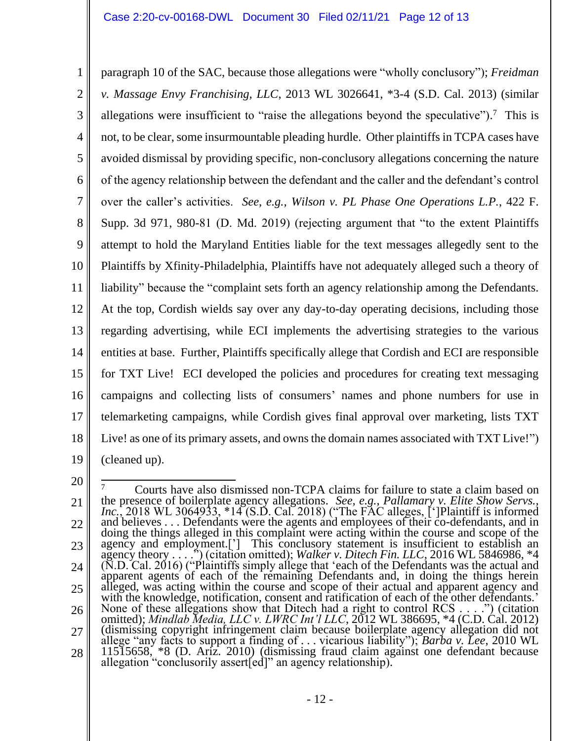paragraph 10 of the SAC, because those allegations were "wholly conclusory"); *Freidman v. Massage Envy Franchising, LLC*, 2013 WL 3026641, *3-4 (S.D. Cal. 2013) (similar allegations were insufficient to "raise the allegations beyond the speculative").[7] This is not, to be clear, some insurmountable pleading hurdle. Other plaintiffs in TCPA cases have avoided dismissal by providing specific, non-conclusory allegations concerning the nature of the agency relationship between the defendant and the caller and the defendant's control over the caller's activities. *See, e.g.*, *Wilson v. PL Phase One Operations L.P.*, 422 F. Supp. 3d 971, 980-81 (D. Md. 2019) (rejecting argument that "to the extent Plaintiffs attempt to hold the Maryland Entities liable for the text messages allegedly sent to the Plaintiffs by Xfinity-Philadelphia, Plaintiffs have not adequately alleged such a theory of liability" because the "complaint sets forth an agency relationship among the Defendants. At the top, Cordish wields say over any day-to-day operating decisions, including those regarding advertising, while ECI implements the advertising strategies to the various entities at base. Further, Plaintiffs specifically allege that Cordish and ECI are responsible for TXT Live! ECI developed the policies and procedures for creating text messaging campaigns and collecting lists of consumers' names and phone numbers for use in telemarketing campaigns, while Cordish gives final approval over marketing, lists TXT Live! as one of its primary assets, and owns the domain names associated with TXT Live!") (cleaned up).

---

[7] Courts have also dismissed non-TCPA claims for failure to state a claim based on the presence of boilerplate agency allegations. *See, e.g.*, *Pallamary v. Elite Show Servs., Inc.*, 2018 WL 3064933, *14 (S.D. Cal. 2018) ("The FAC alleges, [']Plaintiff is informed and believes . . . Defendants were the agents and employees of their co-defendants, and in doing the things alleged in this complaint were acting within the course and scope of the agency and employment.['] This conclusory statement is insufficient to establish an agency theory . . . .") (citation omitted); *Walker v. Ditech Fin. LLC*, 2016 WL 5846986, *4 (N.D. Cal. 2016) ("Plaintiffs simply allege that 'each of the Defendants was the actual and apparent agents of each of the remaining Defendants and, in doing the things herein alleged, was acting within the course and scope of their actual and apparent agency and with the knowledge, notification, consent and ratification of each of the other defendants.' None of these allegations show that Ditech had a right to control RCS . . . .") (citation omitted); *Mindlab Media, LLC v. LWRC Int'l LLC*, 2012 WL 386695, *4 (C.D. Cal. 2012) (dismissing copyright infringement claim because boilerplate agency allegation did not allege "any facts to support a finding of . . . vicarious liability"); *Barba v. Lee*, 2010 WL 11515658, *8 (D. Ariz. 2010) (dismissing fraud claim against one defendant because allegation "conclusorily assert[ed]" an agency relationship).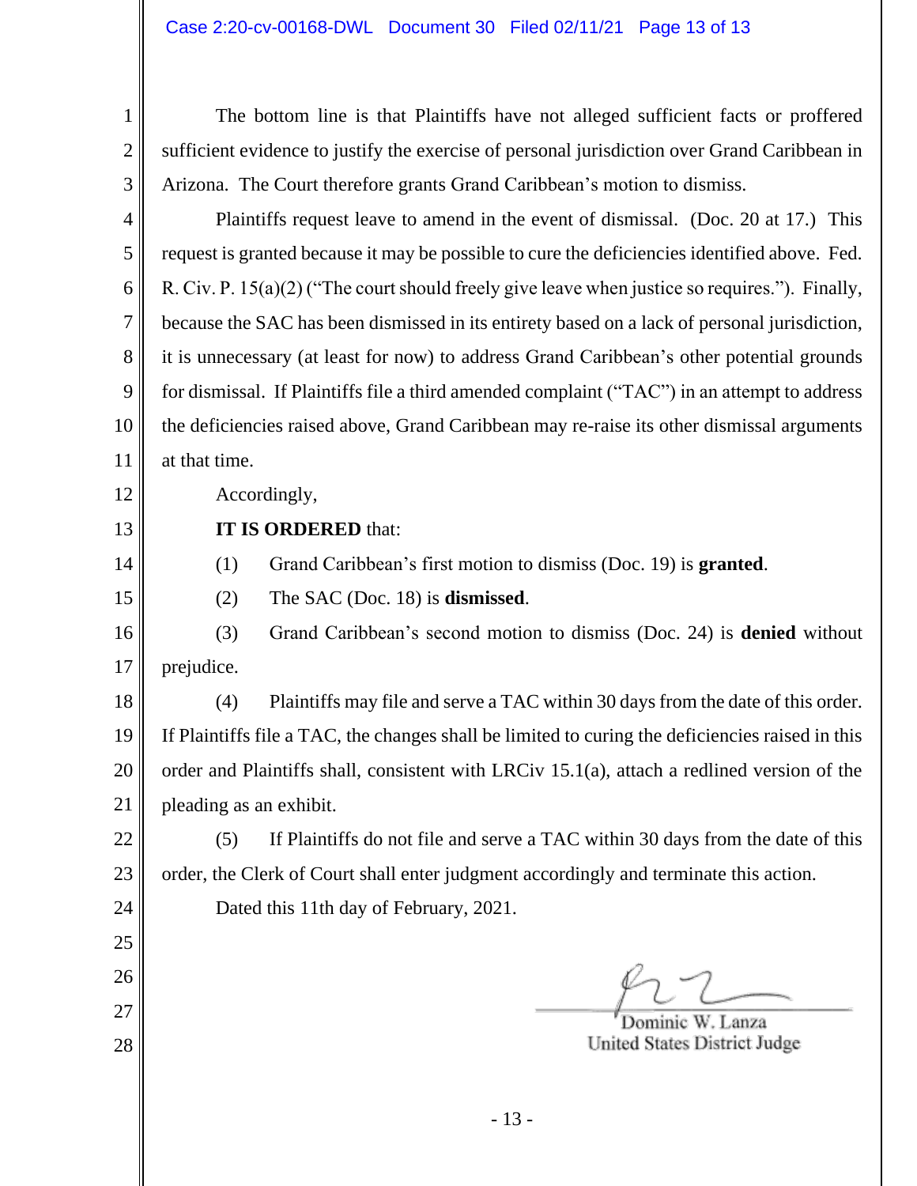The bottom line is that Plaintiffs have not alleged sufficient facts or proffered sufficient evidence to justify the exercise of personal jurisdiction over Grand Caribbean in Arizona. The Court therefore grants Grand Caribbean's motion to dismiss.

Plaintiffs request leave to amend in the event of dismissal. (Doc. 20 at 17.) This request is granted because it may be possible to cure the deficiencies identified above. Fed. R. Civ. P. 15(a)(2) ("The court should freely give leave when justice so requires."). Finally, because the SAC has been dismissed in its entirety based on a lack of personal jurisdiction, it is unnecessary (at least for now) to address Grand Caribbean's other potential grounds for dismissal. If Plaintiffs file a third amended complaint ("TAC") in an attempt to address the deficiencies raised above, Grand Caribbean may re-raise its other dismissal arguments at that time.

Accordingly,

**IT IS ORDERED** that:

(1) Grand Caribbean's first motion to dismiss (Doc. 19) is **granted**.

(2) The SAC (Doc. 18) is **dismissed**.

(3) Grand Caribbean's second motion to dismiss (Doc. 24) is **denied** without prejudice.

(4) Plaintiffs may file and serve a TAC within 30 days from the date of this order. If Plaintiffs file a TAC, the changes shall be limited to curing the deficiencies raised in this order and Plaintiffs shall, consistent with LRCiv 15.1(a), attach a redlined version of the pleading as an exhibit.

(5) If Plaintiffs do not file and serve a TAC within 30 days from the date of this order, the Clerk of Court shall enter judgment accordingly and terminate this action.

Dated this 11th day of February, 2021.

Dominic W. Lanza
United States District Judge